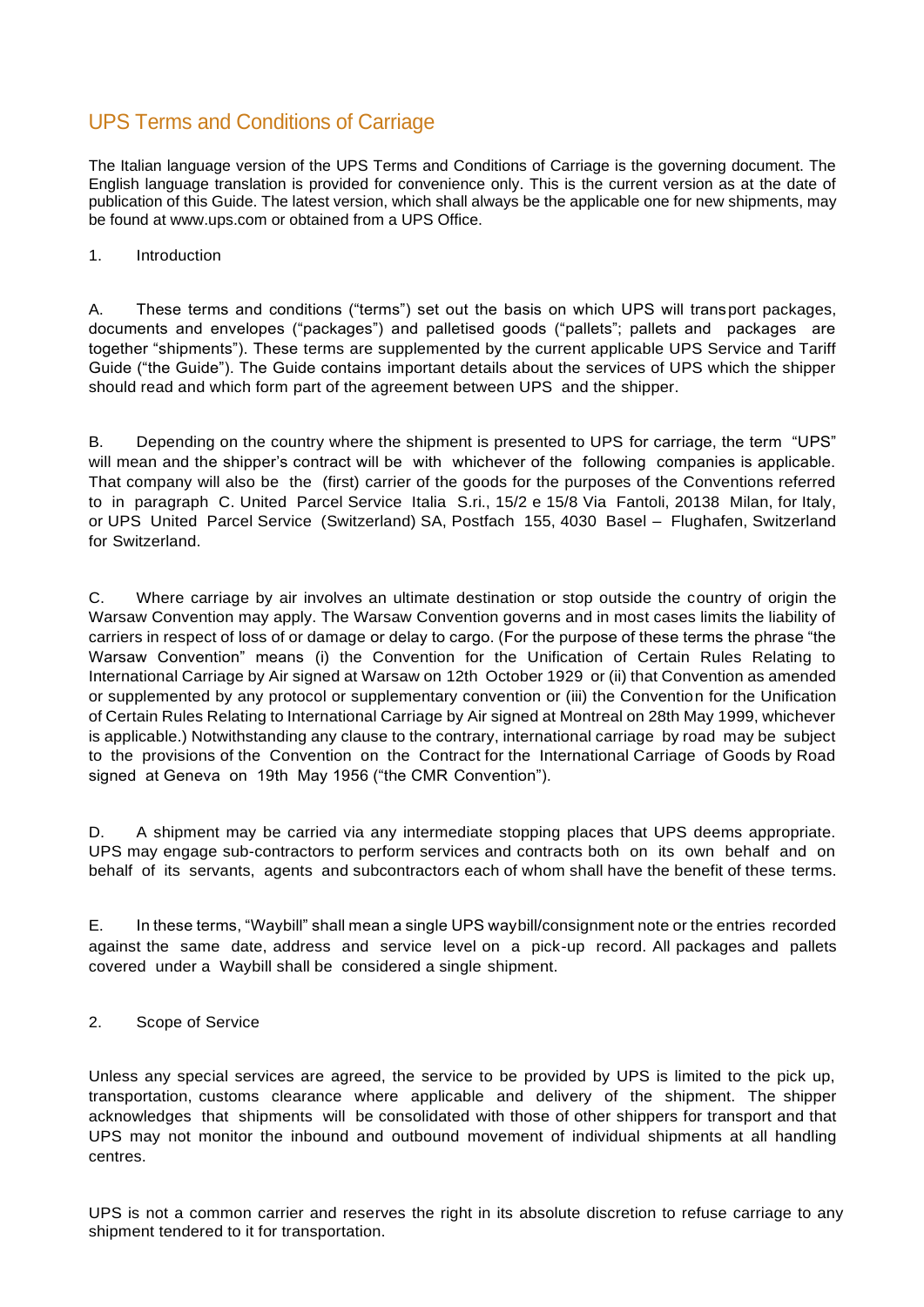# UPS Terms and Conditions of Carriage

The Italian language version of the UPS Terms and Conditions of Carriage is the governing document. The English language translation is provided for convenience only. This is the current version as at the date of publication of this Guide. The latest version, which shall always be the applicable one for new shipments, may be found at www.ups.com or obtained from a UPS Office.

## 1. Introduction

A. These terms and conditions ("terms") set out the basis on which UPS will transport packages, documents and envelopes ("packages") and palletised goods ("pallets"; pallets and packages are together "shipments"). These terms are supplemented by the current applicable UPS Service and Tariff Guide ("the Guide"). The Guide contains important details about the services of UPS which the shipper should read and which form part of the agreement between UPS and the shipper.

B. Depending on the country where the shipment is presented to UPS for carriage, the term "UPS" will mean and the shipper's contract will be with whichever of the following companies is applicable. That company will also be the (first) carrier of the goods for the purposes of the Conventions referred to in paragraph C. United Parcel Service Italia S.ri., 15/2 e 15/8 Via Fantoli, 20138 Milan, for Italy, or UPS United Parcel Service (Switzerland) SA, Postfach 155, 4030 Basel – Flughafen, Switzerland for Switzerland.

C. Where carriage by air involves an ultimate destination or stop outside the country of origin the Warsaw Convention may apply. The Warsaw Convention governs and in most cases limits the liability of carriers in respect of loss of or damage or delay to cargo. (For the purpose of these terms the phrase "the Warsaw Convention" means (i) the Convention for the Unification of Certain Rules Relating to International Carriage by Air signed at Warsaw on 12th October 1929 or (ii) that Convention as amended or supplemented by any protocol or supplementary convention or (iii) the Convention for the Unification of Certain Rules Relating to International Carriage by Air signed at Montreal on 28th May 1999, whichever is applicable.) Notwithstanding any clause to the contrary, international carriage by road may be subject to the provisions of the Convention on the Contract for the International Carriage of Goods by Road signed at Geneva on 19th May 1956 ("the CMR Convention").

D. A shipment may be carried via any intermediate stopping places that UPS deems appropriate. UPS may engage sub-contractors to perform services and contracts both on its own behalf and on behalf of its servants, agents and subcontractors each of whom shall have the benefit of these terms.

E. In these terms, "Waybill" shall mean a single UPS waybill/consignment note or the entries recorded against the same date, address and service level on a pick-up record. All packages and pallets covered under a Waybill shall be considered a single shipment.

## 2. Scope of Service

Unless any special services are agreed, the service to be provided by UPS is limited to the pick up, transportation, customs clearance where applicable and delivery of the shipment. The shipper acknowledges that shipments will be consolidated with those of other shippers for transport and that UPS may not monitor the inbound and outbound movement of individual shipments at all handling centres.

UPS is not a common carrier and reserves the right in its absolute discretion to refuse carriage to any shipment tendered to it for transportation.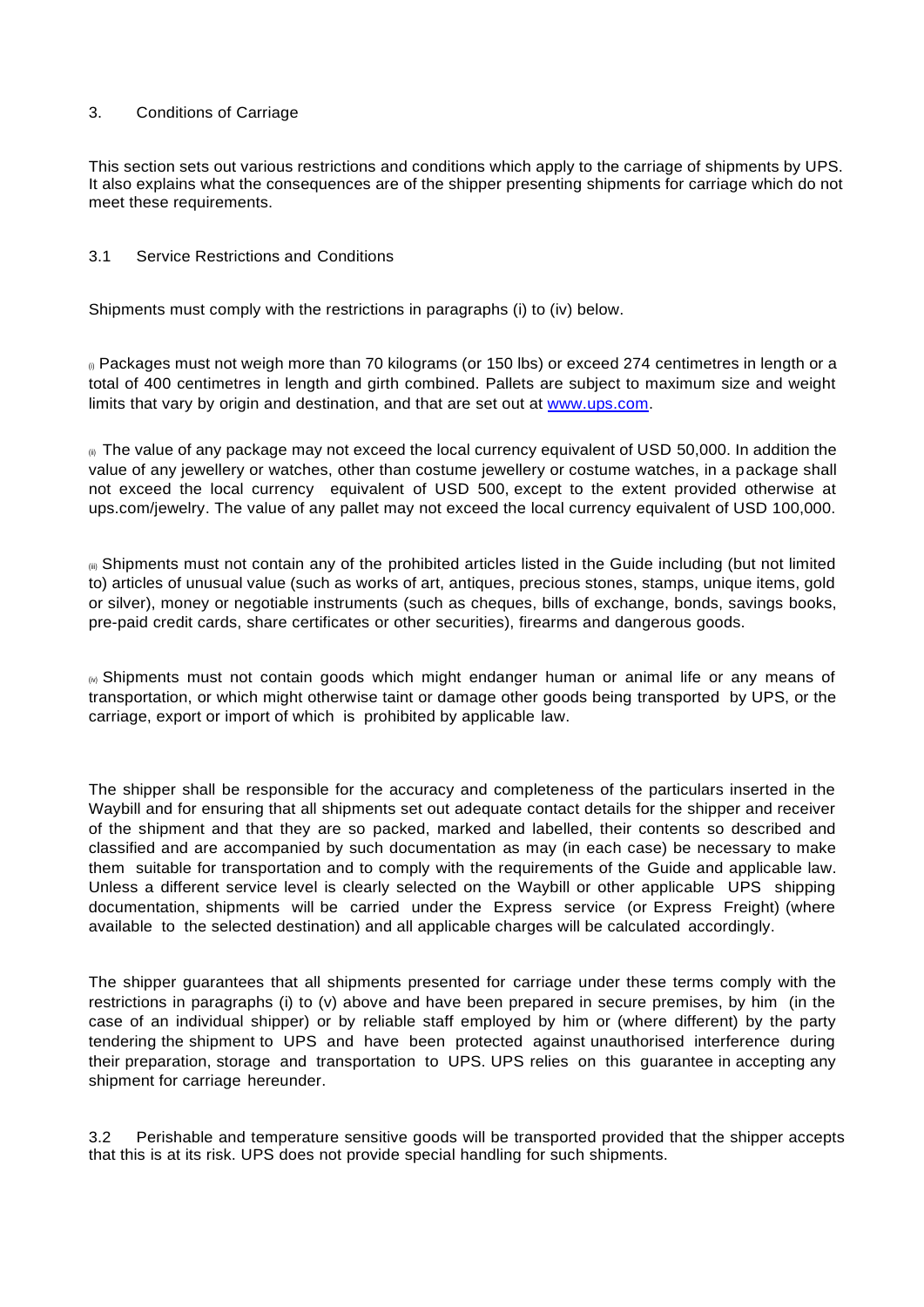## 3. Conditions of Carriage

This section sets out various restrictions and conditions which apply to the carriage of shipments by UPS. It also explains what the consequences are of the shipper presenting shipments for carriage which do not meet these requirements.

### 3.1 Service Restrictions and Conditions

Shipments must comply with the restrictions in paragraphs (i) to (iv) below.

(i) Packages must not weigh more than 70 kilograms (or 150 lbs) or exceed 274 centimetres in length or a total of 400 centimetres in length and girth combined. Pallets are subject to maximum size and weight limits that vary by origin and destination, and that are set out at [www.ups.com](www.ups.com).

(ii) The value of any package may not exceed the local currency equivalent of USD 50,000. In addition the value of any jewellery or watches, other than costume jewellery or costume watches, in a package shall not exceed the local currency equivalent of USD 500, except to the extent provided otherwise at ups.com/jewelry. The value of any pallet may not exceed the local currency equivalent of USD 100,000.

(iii) Shipments must not contain any of the prohibited articles listed in the Guide including (but not limited to) articles of unusual value (such as works of art, antiques, precious stones, stamps, unique items, gold or silver), money or negotiable instruments (such as cheques, bills of exchange, bonds, savings books, pre-paid credit cards, share certificates or other securities), firearms and dangerous goods.

(iv) Shipments must not contain goods which might endanger human or animal life or any means of transportation, or which might otherwise taint or damage other goods being transported by UPS, or the carriage, export or import of which is prohibited by applicable law.

The shipper shall be responsible for the accuracy and completeness of the particulars inserted in the Waybill and for ensuring that all shipments set out adequate contact details for the shipper and receiver of the shipment and that they are so packed, marked and labelled, their contents so described and classified and are accompanied by such documentation as may (in each case) be necessary to make them suitable for transportation and to comply with the requirements of the Guide and applicable law. Unless a different service level is clearly selected on the Waybill or other applicable UPS shipping documentation, shipments will be carried under the Express service (or Express Freight) (where available to the selected destination) and all applicable charges will be calculated accordingly.

The shipper guarantees that all shipments presented for carriage under these terms comply with the restrictions in paragraphs (i) to (v) above and have been prepared in secure premises, by him (in the case of an individual shipper) or by reliable staff employed by him or (where different) by the party tendering the shipment to UPS and have been protected against unauthorised interference during their preparation, storage and transportation to UPS. UPS relies on this guarantee in accepting any shipment for carriage hereunder.

### 3.2

Perishable and temperature sensitive goods will be transported provided that the shipper accepts that this is at its risk. UPS does not provide special handling for such shipments.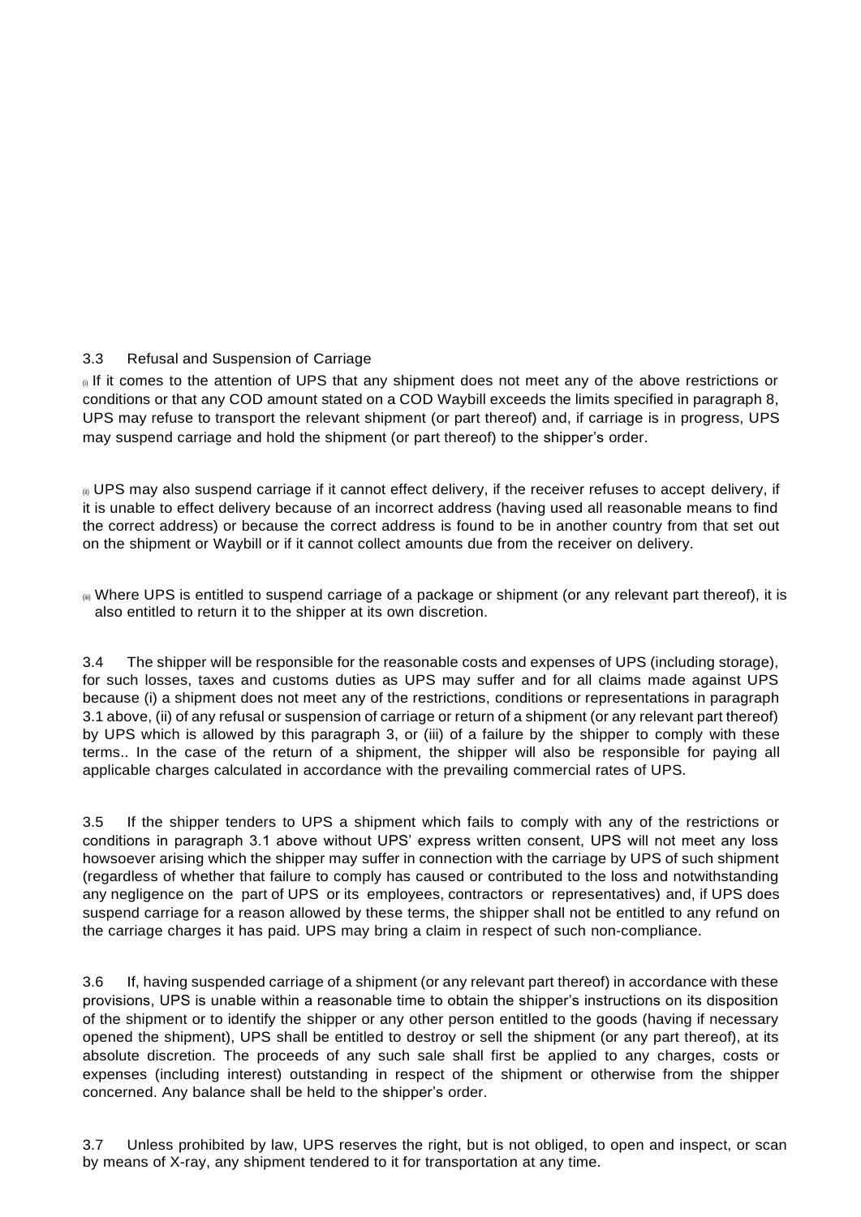3.3 Refusal and Suspension of Carriage

(i) If it comes to the attention of UPS that any shipment does not meet any of the above restrictions or conditions or that any COD amount stated on a COD Waybill exceeds the limits specified in paragraph 8, UPS may refuse to transport the relevant shipment (or part thereof) and, if carriage is in progress, UPS may suspend carriage and hold the shipment (or part thereof) to the shipper's order.

(ii) UPS may also suspend carriage if it cannot effect delivery, if the receiver refuses to accept delivery, if it is unable to effect delivery because of an incorrect address (having used all reasonable means to find the correct address) or because the correct address is found to be in another country from that set out on the shipment or Waybill or if it cannot collect amounts due from the receiver on delivery.

(iii) Where UPS is entitled to suspend carriage of a package or shipment (or any relevant part thereof), it is also entitled to return it to the shipper at its own discretion.

3.4 The shipper will be responsible for the reasonable costs and expenses of UPS (including storage), for such losses, taxes and customs duties as UPS may suffer and for all claims made against UPS because (i) a shipment does not meet any of the restrictions, conditions or representations in paragraph 3.1 above, (ii) of any refusal or suspension of carriage or return of a shipment (or any relevant part thereof) by UPS which is allowed by this paragraph 3, or (iii) of a failure by the shipper to comply with these terms.. In the case of the return of a shipment, the shipper will also be responsible for paying all applicable charges calculated in accordance with the prevailing commercial rates of UPS.

3.5 If the shipper tenders to UPS a shipment which fails to comply with any of the restrictions or conditions in paragraph 3.1 above without UPS' express written consent, UPS will not meet any loss howsoever arising which the shipper may suffer in connection with the carriage by UPS of such shipment (regardless of whether that failure to comply has caused or contributed to the loss and notwithstanding any negligence on the part of UPS or its employees, contractors or representatives) and, if UPS does suspend carriage for a reason allowed by these terms, the shipper shall not be entitled to any refund on the carriage charges it has paid. UPS may bring a claim in respect of such non-compliance.

3.6 If, having suspended carriage of a shipment (or any relevant part thereof) in accordance with these provisions, UPS is unable within a reasonable time to obtain the shipper's instructions on its disposition of the shipment or to identify the shipper or any other person entitled to the goods (having if necessary opened the shipment), UPS shall be entitled to destroy or sell the shipment (or any part thereof), at its absolute discretion. The proceeds of any such sale shall first be applied to any charges, costs or expenses (including interest) outstanding in respect of the shipment or otherwise from the shipper concerned. Any balance shall be held to the shipper's order.

3.7 Unless prohibited by law, UPS reserves the right, but is not obliged, to open and inspect, or scan by means of X-ray, any shipment tendered to it for transportation at any time.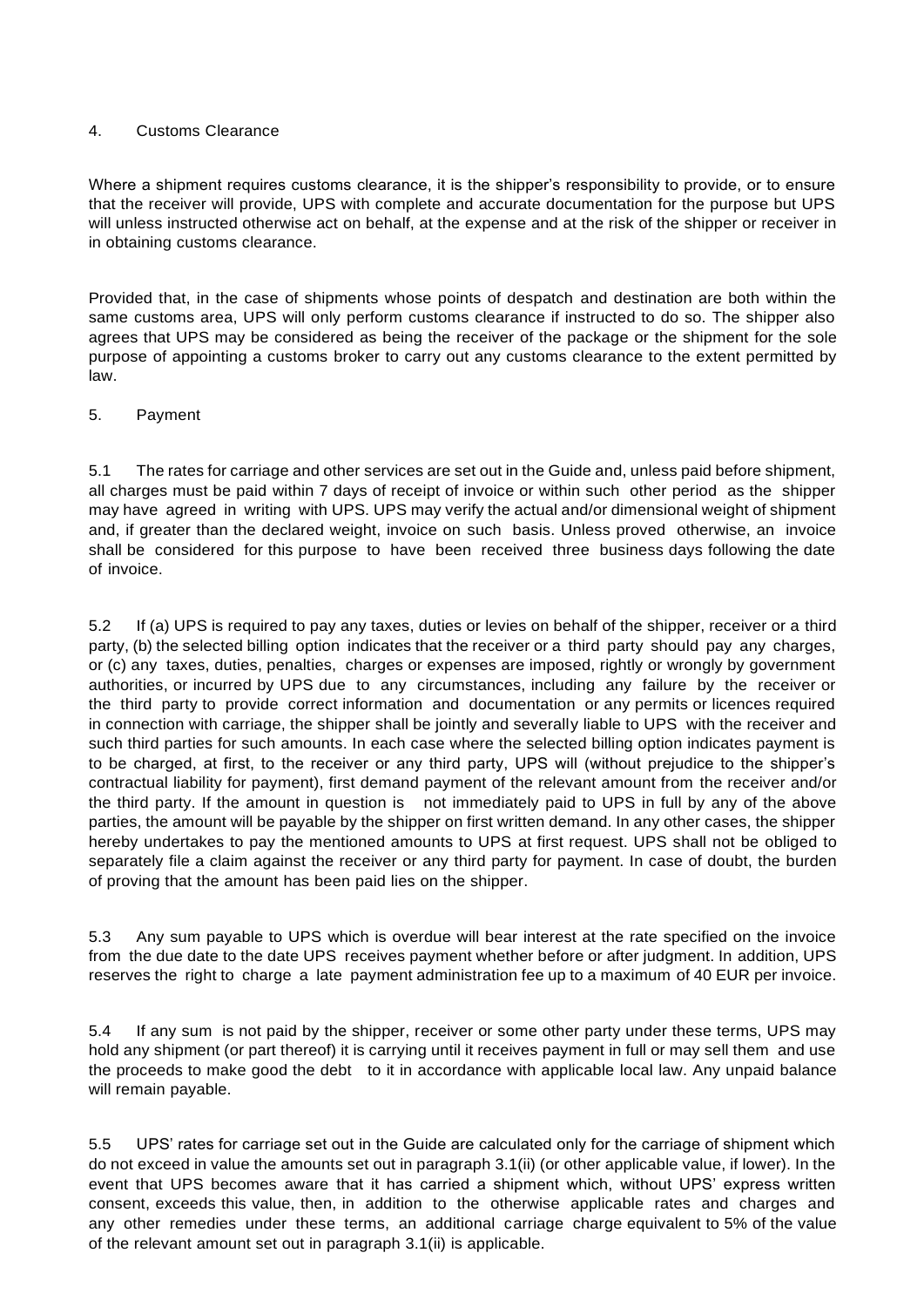## 4. Customs Clearance

Where a shipment requires customs clearance, it is the shipper's responsibility to provide, or to ensure that the receiver will provide, UPS with complete and accurate documentation for the purpose but UPS will unless instructed otherwise act on behalf, at the expense and at the risk of the shipper or receiver in in obtaining customs clearance.

Provided that, in the case of shipments whose points of despatch and destination are both within the same customs area, UPS will only perform customs clearance if instructed to do so. The shipper also agrees that UPS may be considered as being the receiver of the package or the shipment for the sole purpose of appointing a customs broker to carry out any customs clearance to the extent permitted by law.

## 5. Payment

5.1 The rates for carriage and other services are set out in the Guide and, unless paid before shipment, all charges must be paid within 7 days of receipt of invoice or within such other period as the shipper may have agreed in writing with UPS. UPS may verify the actual and/or dimensional weight of shipment and, if greater than the declared weight, invoice on such basis. Unless proved otherwise, an invoice shall be considered for this purpose to have been received three business days following the date of invoice.

5.2 If (a) UPS is required to pay any taxes, duties or levies on behalf of the shipper, receiver or a third party, (b) the selected billing option indicates that the receiver or a third party should pay any charges, or (c) any taxes, duties, penalties, charges or expenses are imposed, rightly or wrongly by government authorities, or incurred by UPS due to any circumstances, including any failure by the receiver or the third party to provide correct information and documentation or any permits or licences required in connection with carriage, the shipper shall be jointly and severally liable to UPS with the receiver and such third parties for such amounts. In each case where the selected billing option indicates payment is to be charged, at first, to the receiver or any third party, UPS will (without prejudice to the shipper's contractual liability for payment), first demand payment of the relevant amount from the receiver and/or the third party. If the amount in question is not immediately paid to UPS in full by any of the above parties, the amount will be payable by the shipper on first written demand. In any other cases, the shipper hereby undertakes to pay the mentioned amounts to UPS at first request. UPS shall not be obliged to separately file a claim against the receiver or any third party for payment. In case of doubt, the burden of proving that the amount has been paid lies on the shipper.

5.3 Any sum payable to UPS which is overdue will bear interest at the rate specified on the invoice from the due date to the date UPS receives payment whether before or after judgment. In addition, UPS reserves the right to charge a late payment administration fee up to a maximum of 40 EUR per invoice.

5.4 If any sum is not paid by the shipper, receiver or some other party under these terms, UPS may hold any shipment (or part thereof) it is carrying until it receives payment in full or may sell them and use the proceeds to make good the debt to it in accordance with applicable local law. Any unpaid balance will remain payable.

5.5 UPS' rates for carriage set out in the Guide are calculated only for the carriage of shipment which do not exceed in value the amounts set out in paragraph 3.1(ii) (or other applicable value, if lower). In the event that UPS becomes aware that it has carried a shipment which, without UPS' express written consent, exceeds this value, then, in addition to the otherwise applicable rates and charges and any other remedies under these terms, an additional carriage charge equivalent to 5% of the value of the relevant amount set out in paragraph 3.1(ii) is applicable.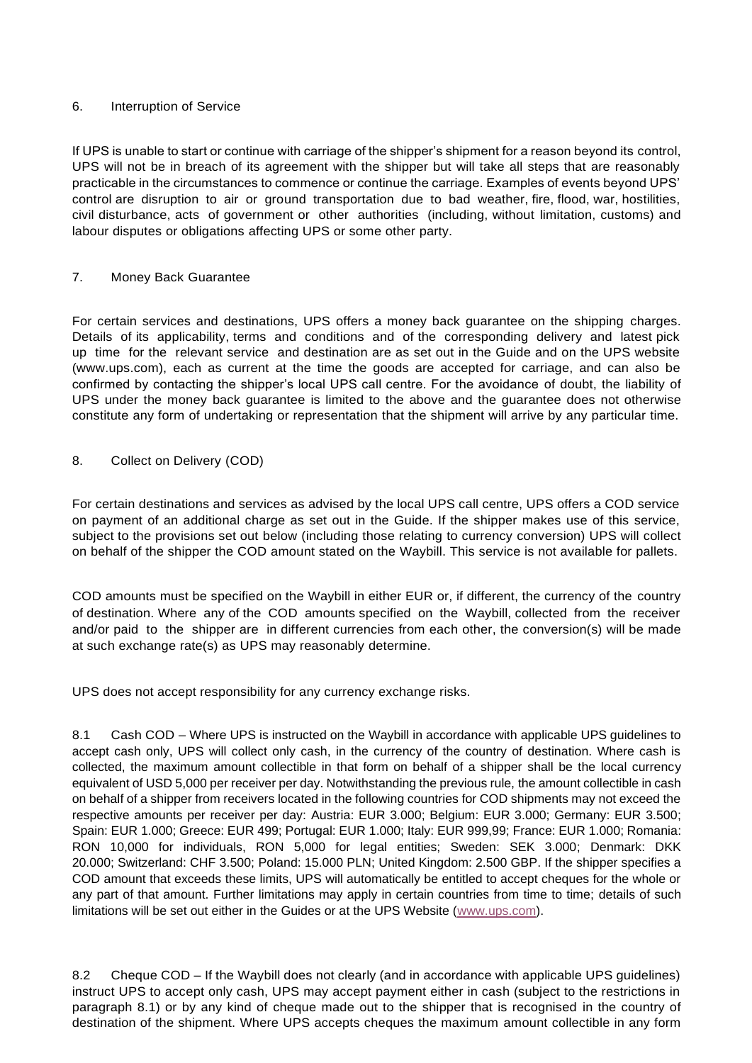## 6. Interruption of Service

If UPS is unable to start or continue with carriage of the shipper's shipment for a reason beyond its control, UPS will not be in breach of its agreement with the shipper but will take all steps that are reasonably practicable in the circumstances to commence or continue the carriage. Examples of events beyond UPS' control are disruption to air or ground transportation due to bad weather, fire, flood, war, hostilities, civil disturbance, acts of government or other authorities (including, without limitation, customs) and labour disputes or obligations affecting UPS or some other party.

## 7. Money Back Guarantee

For certain services and destinations, UPS offers a money back guarantee on the shipping charges. Details of its applicability, terms and conditions and of the corresponding delivery and latest pick up time for the relevant service and destination are as set out in the Guide and on the UPS website (www.ups.com), each as current at the time the goods are accepted for carriage, and can also be confirmed by contacting the shipper's local UPS call centre. For the avoidance of doubt, the liability of UPS under the money back guarantee is limited to the above and the guarantee does not otherwise constitute any form of undertaking or representation that the shipment will arrive by any particular time.

## 8. Collect on Delivery (COD)

For certain destinations and services as advised by the local UPS call centre, UPS offers a COD service on payment of an additional charge as set out in the Guide. If the shipper makes use of this service, subject to the provisions set out below (including those relating to currency conversion) UPS will collect on behalf of the shipper the COD amount stated on the Waybill. This service is not available for pallets.

COD amounts must be specified on the Waybill in either EUR or, if different, the currency of the country of destination. Where any of the COD amounts specified on the Waybill, collected from the receiver and/or paid to the shipper are in different currencies from each other, the conversion(s) will be made at such exchange rate(s) as UPS may reasonably determine.

UPS does not accept responsibility for any currency exchange risks.

8.1 Cash COD – Where UPS is instructed on the Waybill in accordance with applicable UPS guidelines to accept cash only, UPS will collect only cash, in the currency of the country of destination. Where cash is collected, the maximum amount collectible in that form on behalf of a shipper shall be the local currency equivalent of USD 5,000 per receiver per day. Notwithstanding the previous rule, the amount collectible in cash on behalf of a shipper from receivers located in the following countries for COD shipments may not exceed the respective amounts per receiver per day: Austria: EUR 3.000; Belgium: EUR 3.000; Germany: EUR 3.500; Spain: EUR 1.000; Greece: EUR 499; Portugal: EUR 1.000; Italy: EUR 999,99; France: EUR 1.000; Romania: RON 10,000 for individuals, RON 5,000 for legal entities; Sweden: SEK 3.000; Denmark: DKK 20.000; Switzerland: CHF 3.500; Poland: 15.000 PLN; United Kingdom: 2.500 GBP. If the shipper specifies a COD amount that exceeds these limits, UPS will automatically be entitled to accept cheques for the whole or any part of that amount. Further limitations may apply in certain countries from time to time; details of such limitations will be set out either in the Guides or at the UPS Website (www.ups.com).

8.2 Cheque COD – If the Waybill does not clearly (and in accordance with applicable UPS guidelines) instruct UPS to accept only cash, UPS may accept payment either in cash (subject to the restrictions in paragraph 8.1) or by any kind of cheque made out to the shipper that is recognised in the country of destination of the shipment. Where UPS accepts cheques the maximum amount collectible in any form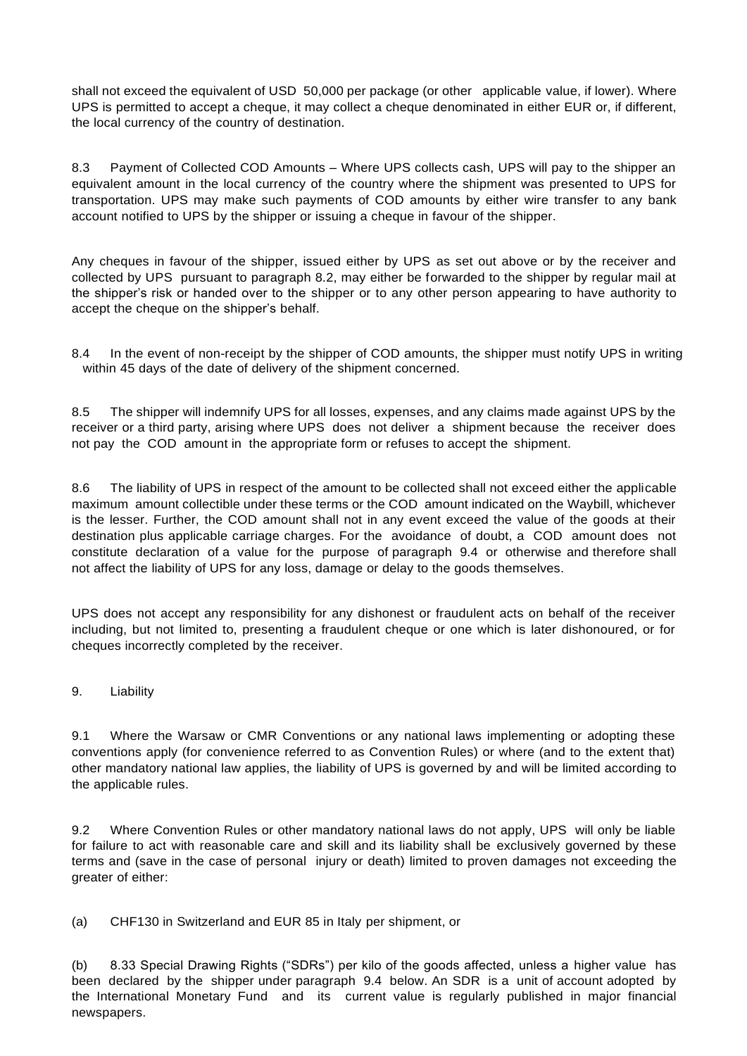shall not exceed the equivalent of USD 50,000 per package (or other applicable value, if lower). Where UPS is permitted to accept a cheque, it may collect a cheque denominated in either EUR or, if different, the local currency of the country of destination.

8.3 Payment of Collected COD Amounts – Where UPS collects cash, UPS will pay to the shipper an equivalent amount in the local currency of the country where the shipment was presented to UPS for transportation. UPS may make such payments of COD amounts by either wire transfer to any bank account notified to UPS by the shipper or issuing a cheque in favour of the shipper.

Any cheques in favour of the shipper, issued either by UPS as set out above or by the receiver and collected by UPS pursuant to paragraph 8.2, may either be forwarded to the shipper by regular mail at the shipper's risk or handed over to the shipper or to any other person appearing to have authority to accept the cheque on the shipper's behalf.

8.4 In the event of non-receipt by the shipper of COD amounts, the shipper must notify UPS in writing within 45 days of the date of delivery of the shipment concerned.

8.5 The shipper will indemnify UPS for all losses, expenses, and any claims made against UPS by the receiver or a third party, arising where UPS does not deliver a shipment because the receiver does not pay the COD amount in the appropriate form or refuses to accept the shipment.

8.6 The liability of UPS in respect of the amount to be collected shall not exceed either the applicable maximum amount collectible under these terms or the COD amount indicated on the Waybill, whichever is the lesser. Further, the COD amount shall not in any event exceed the value of the goods at their destination plus applicable carriage charges. For the avoidance of doubt, a COD amount does not constitute declaration of a value for the purpose of paragraph 9.4 or otherwise and therefore shall not affect the liability of UPS for any loss, damage or delay to the goods themselves.

UPS does not accept any responsibility for any dishonest or fraudulent acts on behalf of the receiver including, but not limited to, presenting a fraudulent cheque or one which is later dishonoured, or for cheques incorrectly completed by the receiver.

## 9. Liability

9.1 Where the Warsaw or CMR Conventions or any national laws implementing or adopting these conventions apply (for convenience referred to as Convention Rules) or where (and to the extent that) other mandatory national law applies, the liability of UPS is governed by and will be limited according to the applicable rules.

9.2 Where Convention Rules or other mandatory national laws do not apply, UPS will only be liable for failure to act with reasonable care and skill and its liability shall be exclusively governed by these terms and (save in the case of personal injury or death) limited to proven damages not exceeding the greater of either:

(a) CHF130 in Switzerland and EUR 85 in Italy per shipment, or

(b) 8.33 Special Drawing Rights ("SDRs") per kilo of the goods affected, unless a higher value has been declared by the shipper under paragraph 9.4 below. An SDR is a unit of account adopted by the International Monetary Fund and its current value is regularly published in major financial newspapers.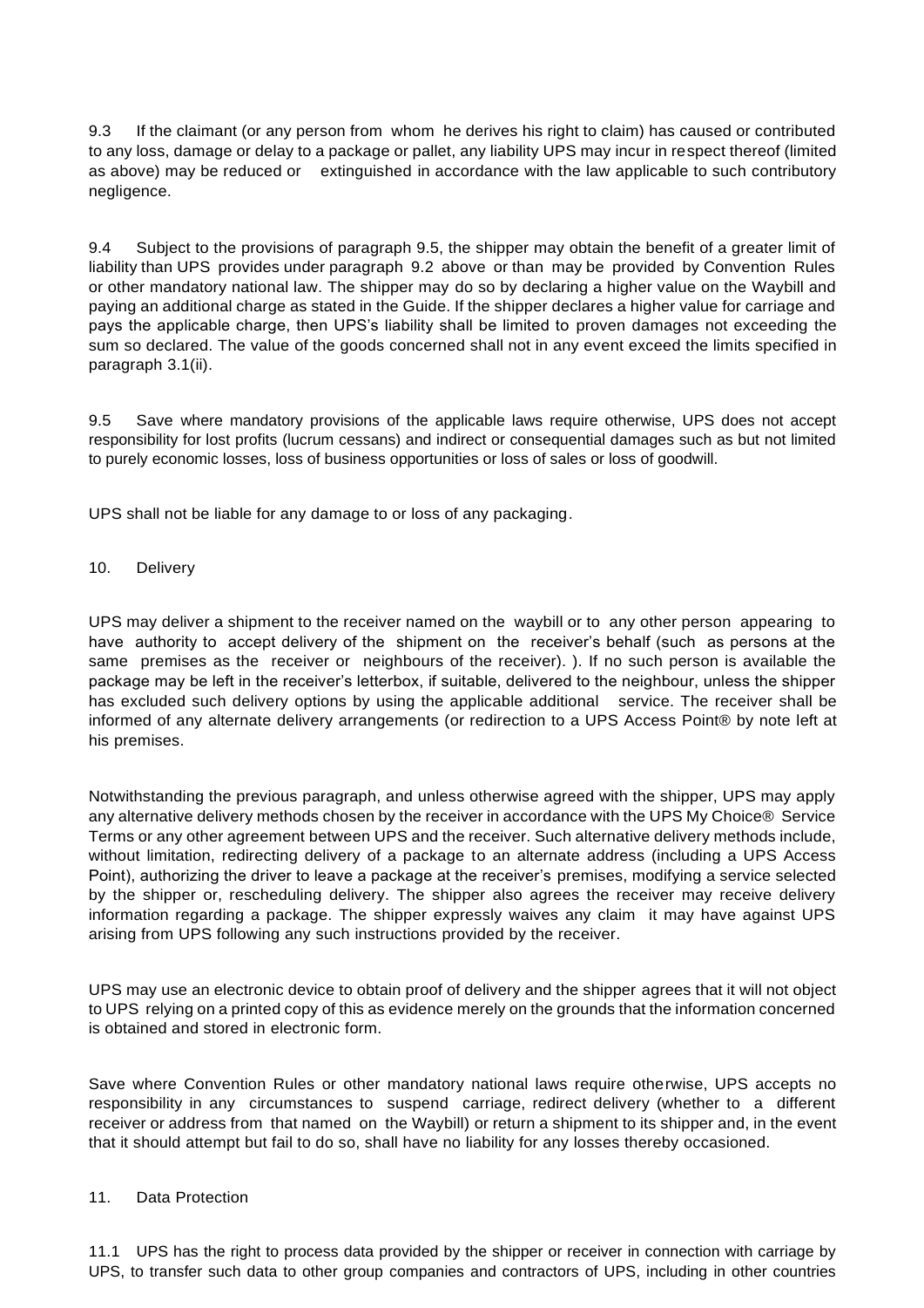9.3 If the claimant (or any person from whom he derives his right to claim) has caused or contributed to any loss, damage or delay to a package or pallet, any liability UPS may incur in respect thereof (limited as above) may be reduced or extinguished in accordance with the law applicable to such contributory negligence.

9.4 Subject to the provisions of paragraph 9.5, the shipper may obtain the benefit of a greater limit of liability than UPS provides under paragraph 9.2 above or than may be provided by Convention Rules or other mandatory national law. The shipper may do so by declaring a higher value on the Waybill and paying an additional charge as stated in the Guide. If the shipper declares a higher value for carriage and pays the applicable charge, then UPS's liability shall be limited to proven damages not exceeding the sum so declared. The value of the goods concerned shall not in any event exceed the limits specified in paragraph 3.1(ii).

9.5 Save where mandatory provisions of the applicable laws require otherwise, UPS does not accept responsibility for lost profits (lucrum cessans) and indirect or consequential damages such as but not limited to purely economic losses, loss of business opportunities or loss of sales or loss of goodwill.

UPS shall not be liable for any damage to or loss of any packaging.

## 10. Delivery

UPS may deliver a shipment to the receiver named on the waybill or to any other person appearing to have authority to accept delivery of the shipment on the receiver's behalf (such as persons at the same premises as the receiver or neighbours of the receiver). ). If no such person is available the package may be left in the receiver's letterbox, if suitable, delivered to the neighbour, unless the shipper has excluded such delivery options by using the applicable additional service. The receiver shall be informed of any alternate delivery arrangements (or redirection to a UPS Access Point® by note left at his premises.

Notwithstanding the previous paragraph, and unless otherwise agreed with the shipper, UPS may apply any alternative delivery methods chosen by the receiver in accordance with the UPS My Choice® Service Terms or any other agreement between UPS and the receiver. Such alternative delivery methods include, without limitation, redirecting delivery of a package to an alternate address (including a UPS Access Point), authorizing the driver to leave a package at the receiver's premises, modifying a service selected by the shipper or, rescheduling delivery. The shipper also agrees the receiver may receive delivery information regarding a package. The shipper expressly waives any claim it may have against UPS arising from UPS following any such instructions provided by the receiver.

UPS may use an electronic device to obtain proof of delivery and the shipper agrees that it will not object to UPS relying on a printed copy of this as evidence merely on the grounds that the information concerned is obtained and stored in electronic form.

Save where Convention Rules or other mandatory national laws require otherwise, UPS accepts no responsibility in any circumstances to suspend carriage, redirect delivery (whether to a different receiver or address from that named on the Waybill) or return a shipment to its shipper and, in the event that it should attempt but fail to do so, shall have no liability for any losses thereby occasioned.

## 11. Data Protection

11.1 UPS has the right to process data provided by the shipper or receiver in connection with carriage by UPS, to transfer such data to other group companies and contractors of UPS, including in other countries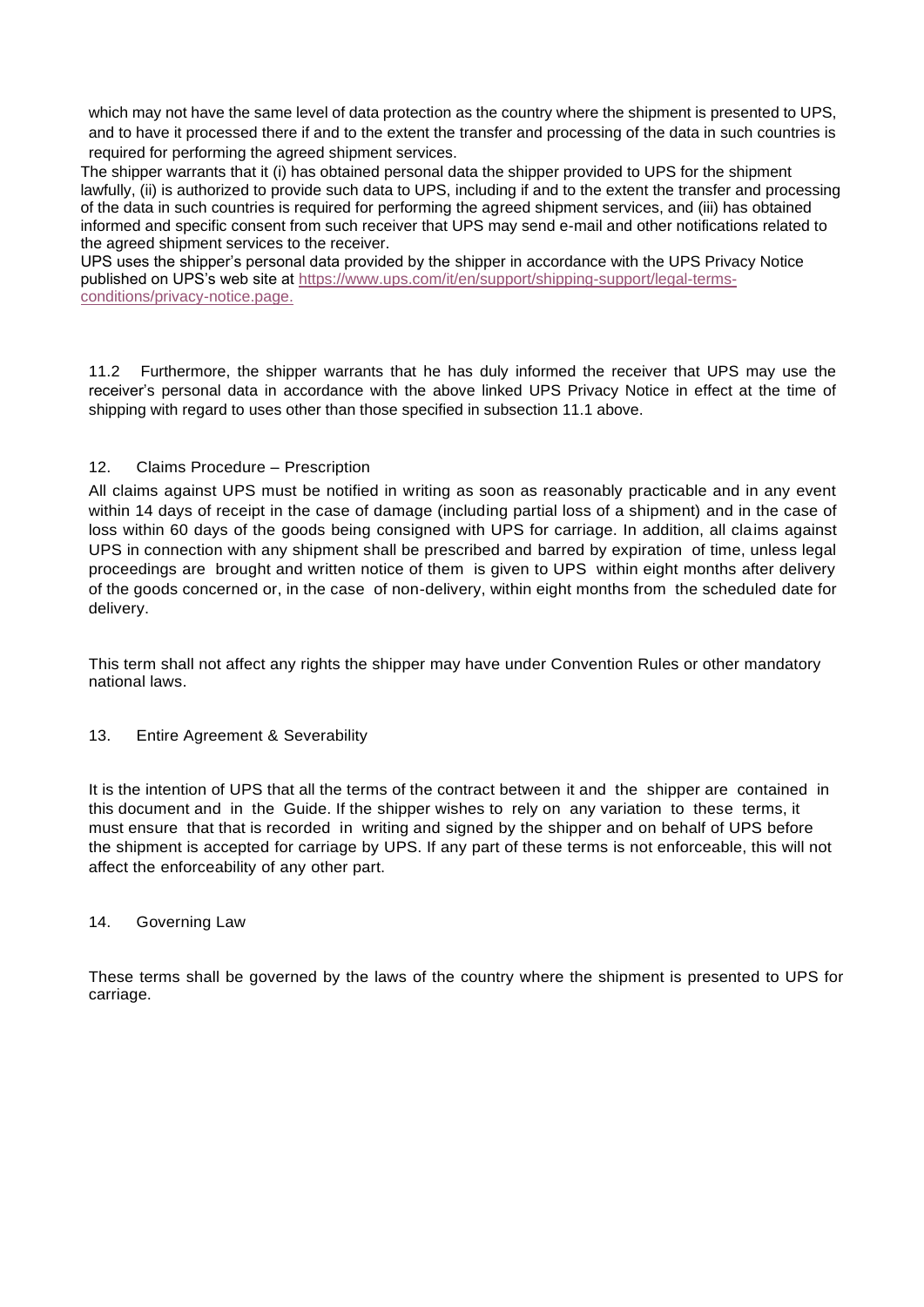which may not have the same level of data protection as the country where the shipment is presented to UPS, and to have it processed there if and to the extent the transfer and processing of the data in such countries is required for performing the agreed shipment services.

The shipper warrants that it (i) has obtained personal data the shipper provided to UPS for the shipment lawfully, (ii) is authorized to provide such data to UPS, including if and to the extent the transfer and processing of the data in such countries is required for performing the agreed shipment services, and (iii) has obtained informed and specific consent from such receiver that UPS may send e-mail and other notifications related to the agreed shipment services to the receiver.

UPS uses the shipper's personal data provided by the shipper in accordance with the UPS Privacy Notice published on UPS's web site at https://www.ups.com/it/en/support/shipping-support/legal-terms-conditions/privacy-notice.page.

11.2 Furthermore, the shipper warrants that he has duly informed the receiver that UPS may use the receiver's personal data in accordance with the above linked UPS Privacy Notice in effect at the time of shipping with regard to uses other than those specified in subsection 11.1 above.

## 12. Claims Procedure – Prescription

All claims against UPS must be notified in writing as soon as reasonably practicable and in any event within 14 days of receipt in the case of damage (including partial loss of a shipment) and in the case of loss within 60 days of the goods being consigned with UPS for carriage. In addition, all claims against UPS in connection with any shipment shall be prescribed and barred by expiration of time, unless legal proceedings are brought and written notice of them is given to UPS within eight months after delivery of the goods concerned or, in the case of non-delivery, within eight months from the scheduled date for delivery.

This term shall not affect any rights the shipper may have under Convention Rules or other mandatory national laws.

## 13. Entire Agreement & Severability

It is the intention of UPS that all the terms of the contract between it and the shipper are contained in this document and in the Guide. If the shipper wishes to rely on any variation to these terms, it must ensure that that is recorded in writing and signed by the shipper and on behalf of UPS before the shipment is accepted for carriage by UPS. If any part of these terms is not enforceable, this will not affect the enforceability of any other part.

## 14. Governing Law

These terms shall be governed by the laws of the country where the shipment is presented to UPS for carriage.